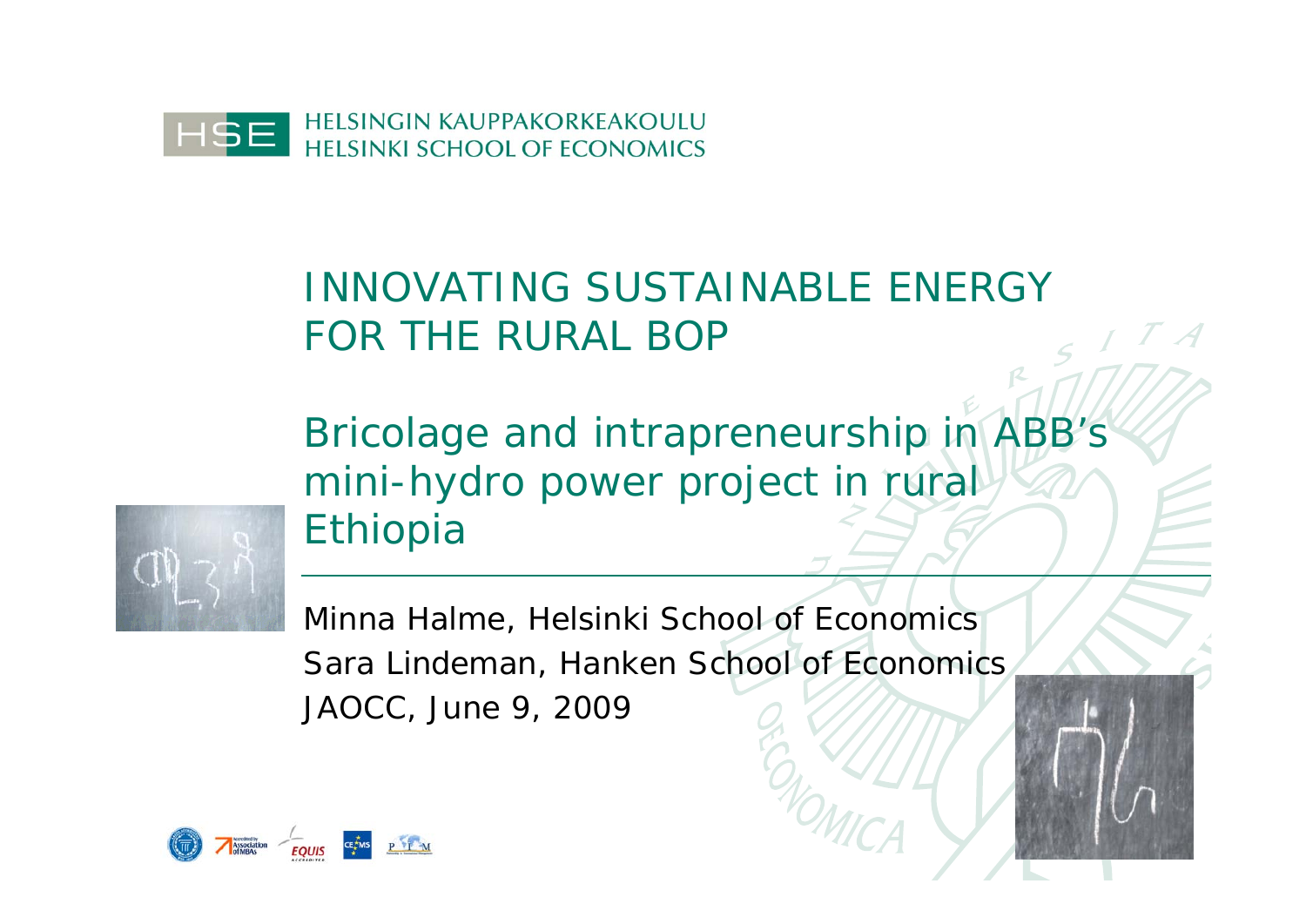HELSINGIN KAUPPAKORKEAKOULU
HELSINKI SCHOOL OF ECONOMICS

# INNOVATING SUSTAINABLE ENERGY FOR THE RURAL BOP

## Bricolage and intrapreneurship in ABB's mini-hydro power project in rural Ethiopia

Minna Halme, Helsinki School of Economics
Sara Lindeman, Hanken School of Economics
JAOCC, June 9, 2009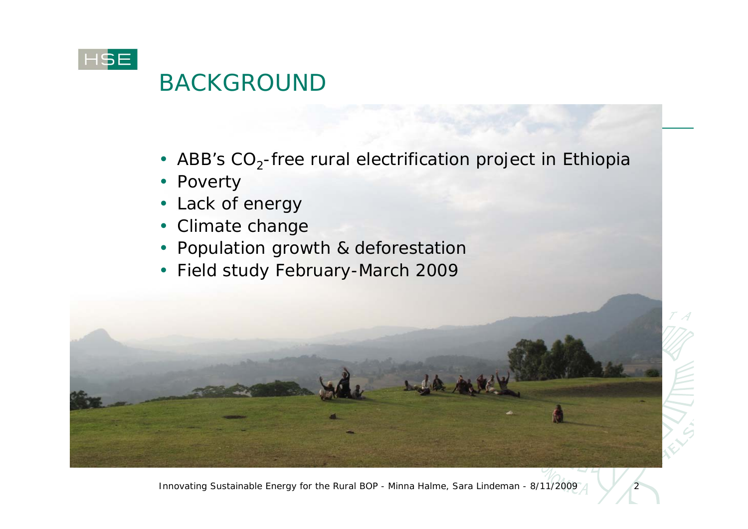# BACKGROUND

- ABB's $CO_2$-free rural electrification project in Ethiopia
- Poverty
- Lack of energy
- Climate change
- Population growth & deforestation
- Field study February-March 2009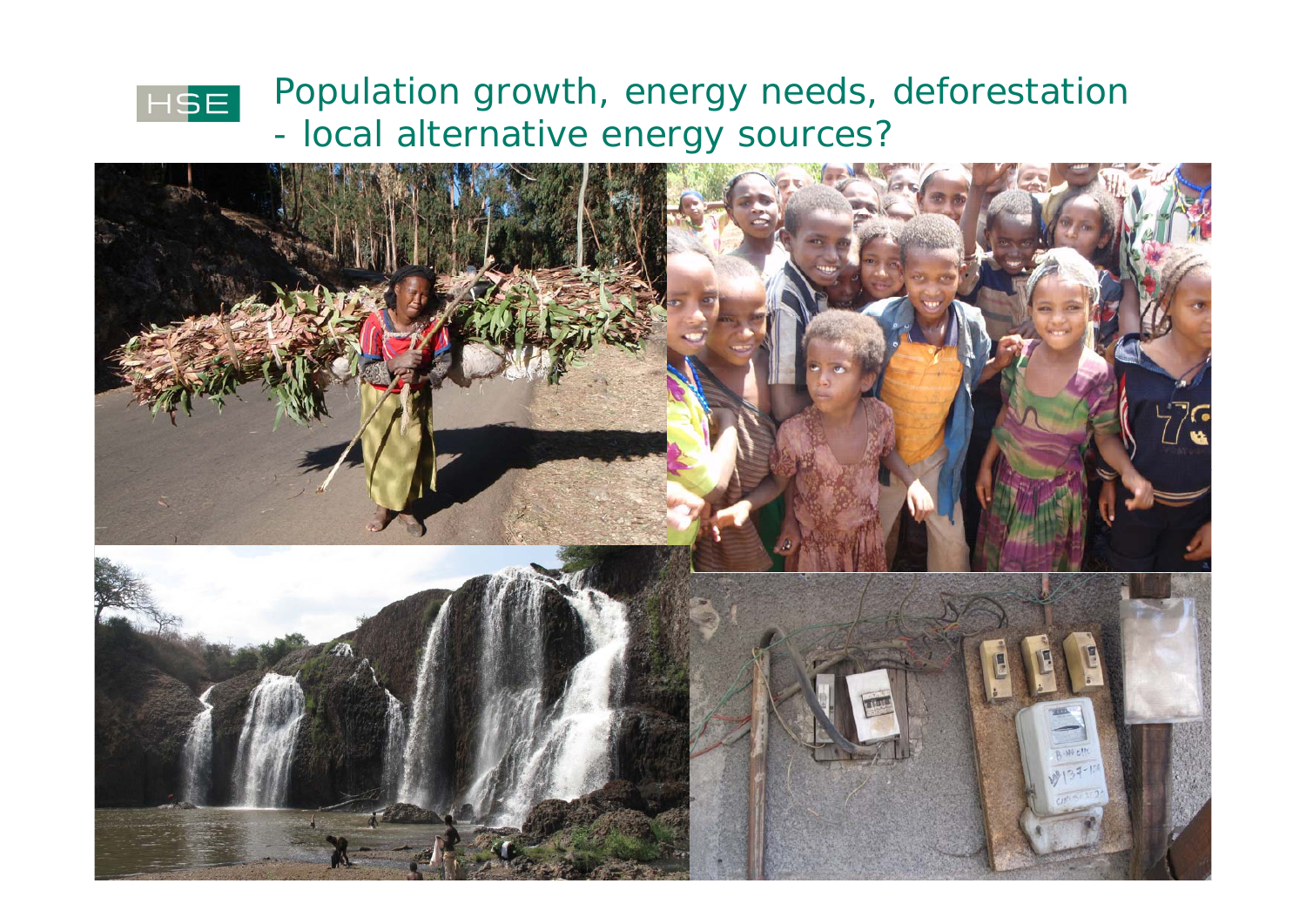# Population growth, energy needs, deforestation - local alternative energy sources?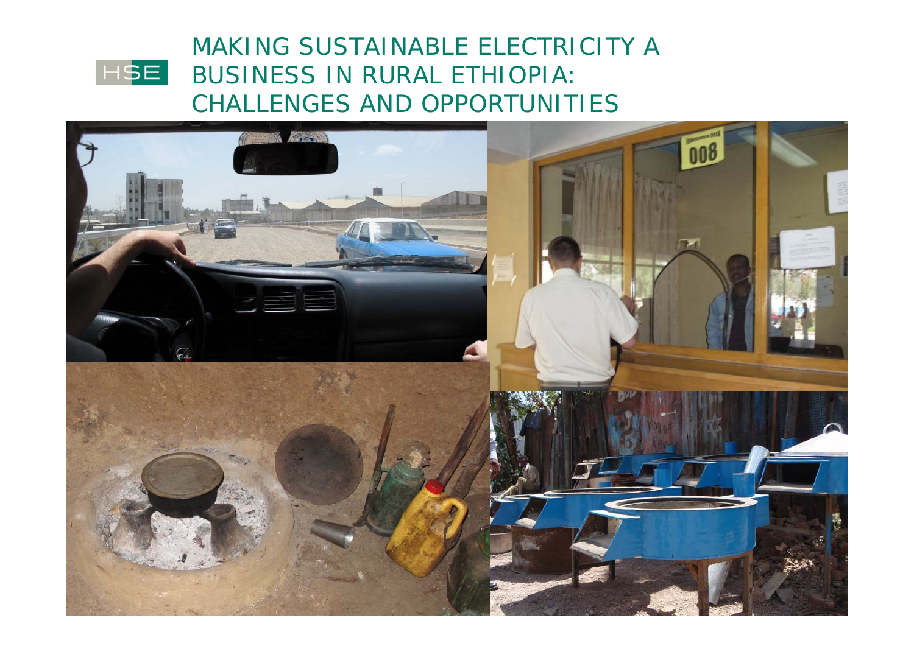# MAKING SUSTAINABLE ELECTRICITY A BUSINESS IN RURAL ETHIOPIA: CHALLENGES AND OPPORTUNITIES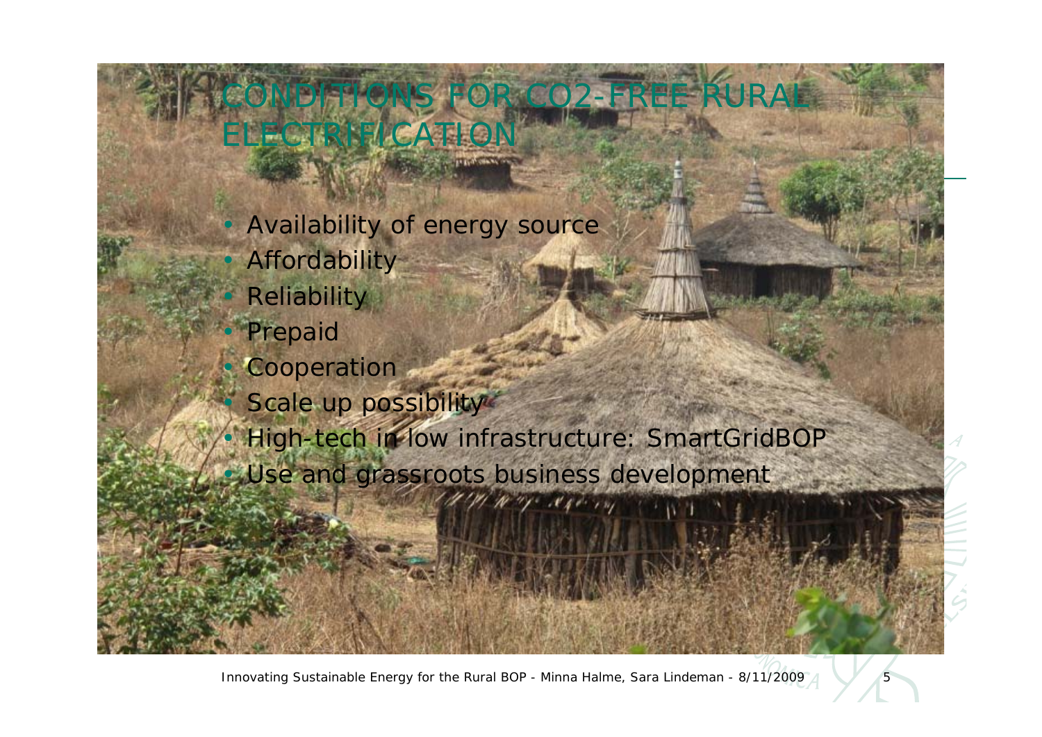# CONDITIONS FOR CO2-FREE RURAL ELECTRIFICATION

- Availability of energy source
- Affordability
- Reliability
- Prepaid
- Cooperation
- Scale up possibility
- High-tech in low infrastructure: SmartGridBOP
- Use and grassroots business development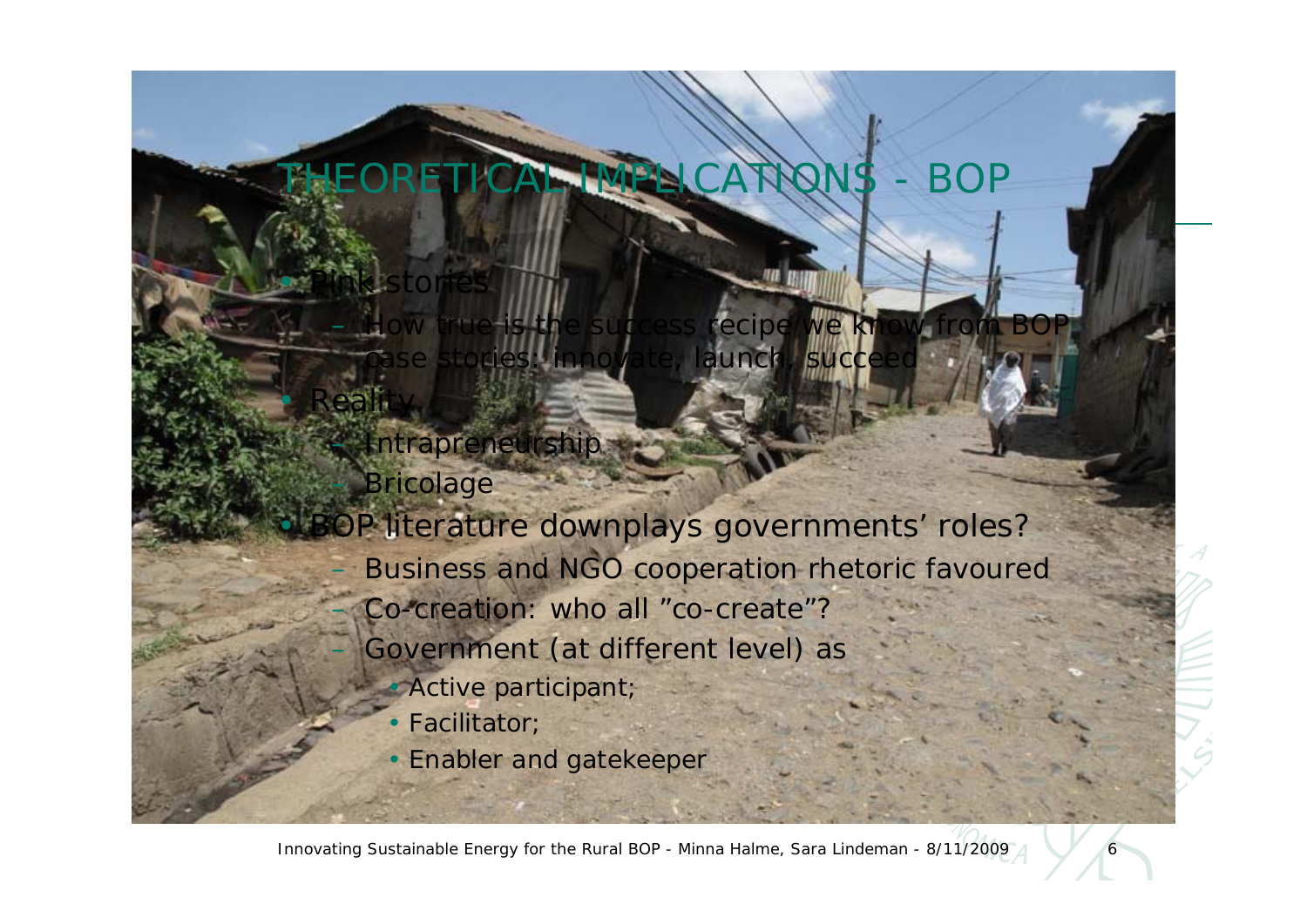# THEORETICAL IMPLICATIONS - BOP

- Pink stories
  - How true is the success recipe we know from BOP case stories: innovate, launch, succeed
- Reality
  - Intrapreneurship
  - Bricolage
- BOP literature downplays governments' roles?
  - Business and NGO cooperation rhetoric favoured
  - Co-creation: who all "co-create"?
  - Government (at different level) as
    - Active participant;
    - Facilitator;
    - Enabler and gatekeeper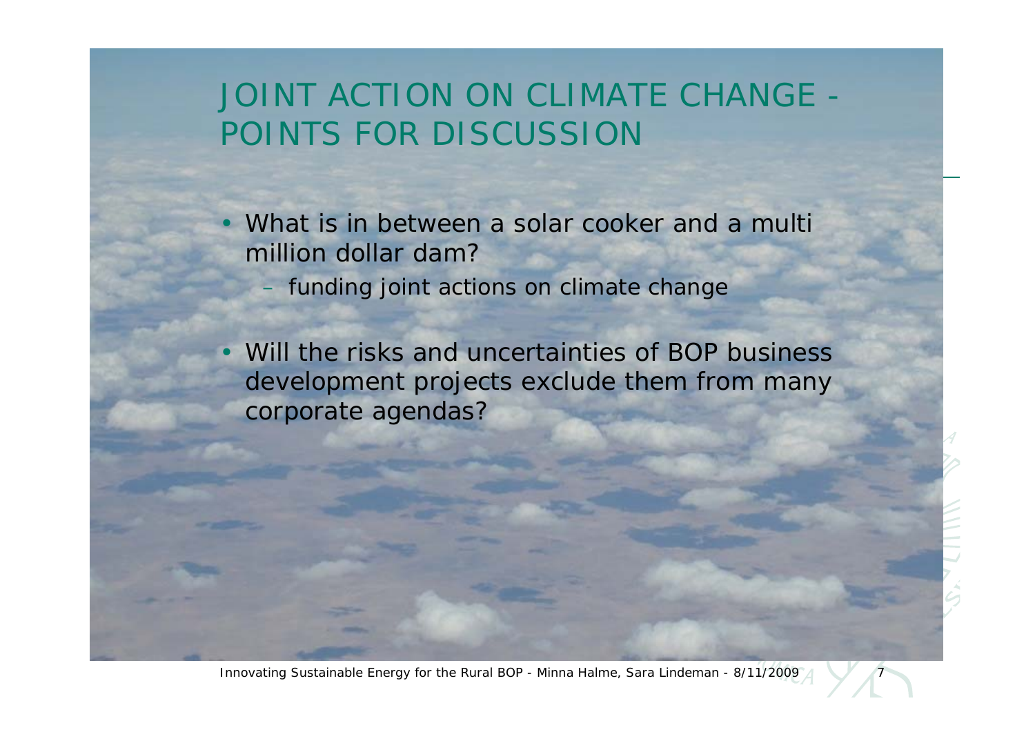# JOINT ACTION ON CLIMATE CHANGE - POINTS FOR DISCUSSION

- What is in between a solar cooker and a multi million dollar dam?
  - funding joint actions on climate change
- Will the risks and uncertainties of BOP business development projects exclude them from many corporate agendas?